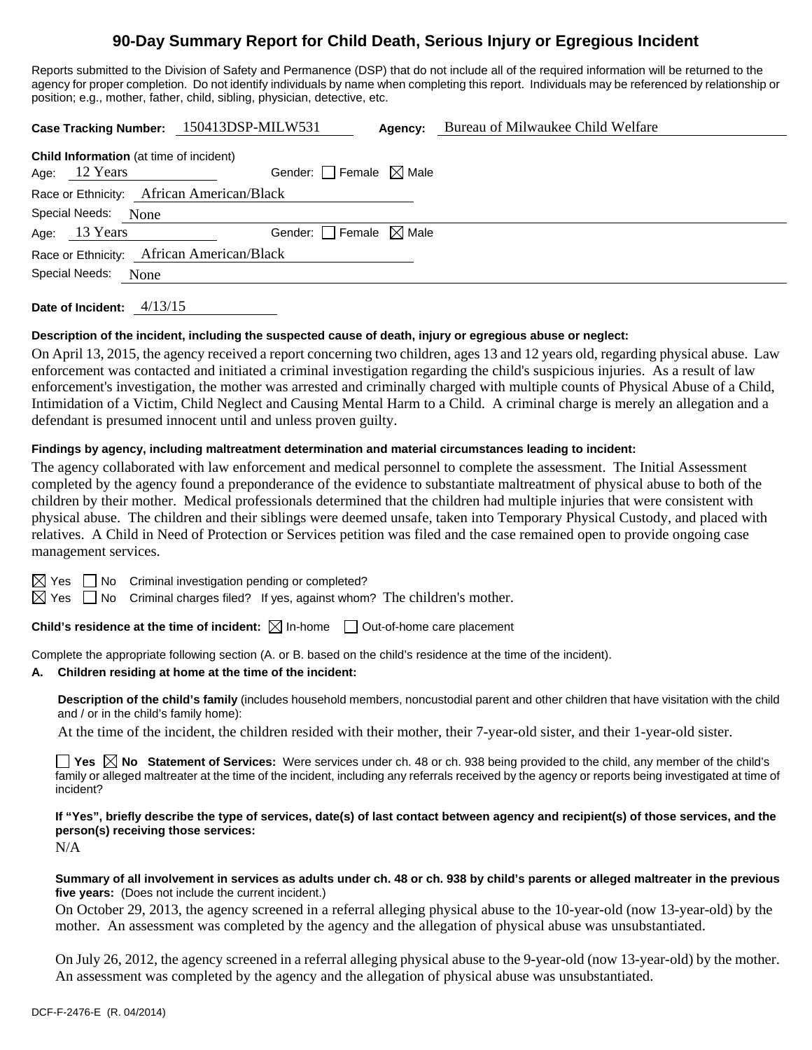# 90-Day Summary Report for Child Death, Serious Injury or Egregious Incident

Reports submitted to the Division of Safety and Permanence (DSP) that do not include all of the required information will be returned to the agency for proper completion. Do not identify individuals by name when completing this report. Individuals may be referenced by relationship or position; e.g., mother, father, child, sibling, physician, detective, etc.

**Case Tracking Number:** 150413DSP-MILW531 **Agency:** Bureau of Milwaukee Child Welfare

**Child Information** (at time of incident)

Age: 12 Years Gender: ☐ Female ☒ Male

Race or Ethnicity: African American/Black

Special Needs: None

Age: 13 Years Gender: ☐ Female ☒ Male

Race or Ethnicity: African American/Black

Special Needs: None

**Date of Incident:** 4/13/15

**Description of the incident, including the suspected cause of death, injury or egregious abuse or neglect:**

On April 13, 2015, the agency received a report concerning two children, ages 13 and 12 years old, regarding physical abuse. Law enforcement was contacted and initiated a criminal investigation regarding the child's suspicious injuries. As a result of law enforcement's investigation, the mother was arrested and criminally charged with multiple counts of Physical Abuse of a Child, Intimidation of a Victim, Child Neglect and Causing Mental Harm to a Child. A criminal charge is merely an allegation and a defendant is presumed innocent until and unless proven guilty.

**Findings by agency, including maltreatment determination and material circumstances leading to incident:**

The agency collaborated with law enforcement and medical personnel to complete the assessment. The Initial Assessment completed by the agency found a preponderance of the evidence to substantiate maltreatment of physical abuse to both of the children by their mother. Medical professionals determined that the children had multiple injuries that were consistent with physical abuse. The children and their siblings were deemed unsafe, taken into Temporary Physical Custody, and placed with relatives. A Child in Need of Protection or Services petition was filed and the case remained open to provide ongoing case management services.

☒ Yes ☐ No Criminal investigation pending or completed?

☒ Yes ☐ No Criminal charges filed? If yes, against whom? The children's mother.

**Child's residence at the time of incident:** ☒ In-home ☐ Out-of-home care placement

Complete the appropriate following section (A. or B. based on the child's residence at the time of the incident).

**A. Children residing at home at the time of the incident:**

**Description of the child's family** (includes household members, noncustodial parent and other children that have visitation with the child and / or in the child's family home):

At the time of the incident, the children resided with their mother, their 7-year-old sister, and their 1-year-old sister.

☐ **Yes** ☒ **No Statement of Services:** Were services under ch. 48 or ch. 938 being provided to the child, any member of the child's family or alleged maltreater at the time of the incident, including any referrals received by the agency or reports being investigated at time of incident?

**If "Yes", briefly describe the type of services, date(s) of last contact between agency and recipient(s) of those services, and the person(s) receiving those services:**

N/A

**Summary of all involvement in services as adults under ch. 48 or ch. 938 by child's parents or alleged maltreater in the previous five years:** (Does not include the current incident.)

On October 29, 2013, the agency screened in a referral alleging physical abuse to the 10-year-old (now 13-year-old) by the mother. An assessment was completed by the agency and the allegation of physical abuse was unsubstantiated.

On July 26, 2012, the agency screened in a referral alleging physical abuse to the 9-year-old (now 13-year-old) by the mother. An assessment was completed by the agency and the allegation of physical abuse was unsubstantiated.

DCF-F-2476-E (R. 04/2014)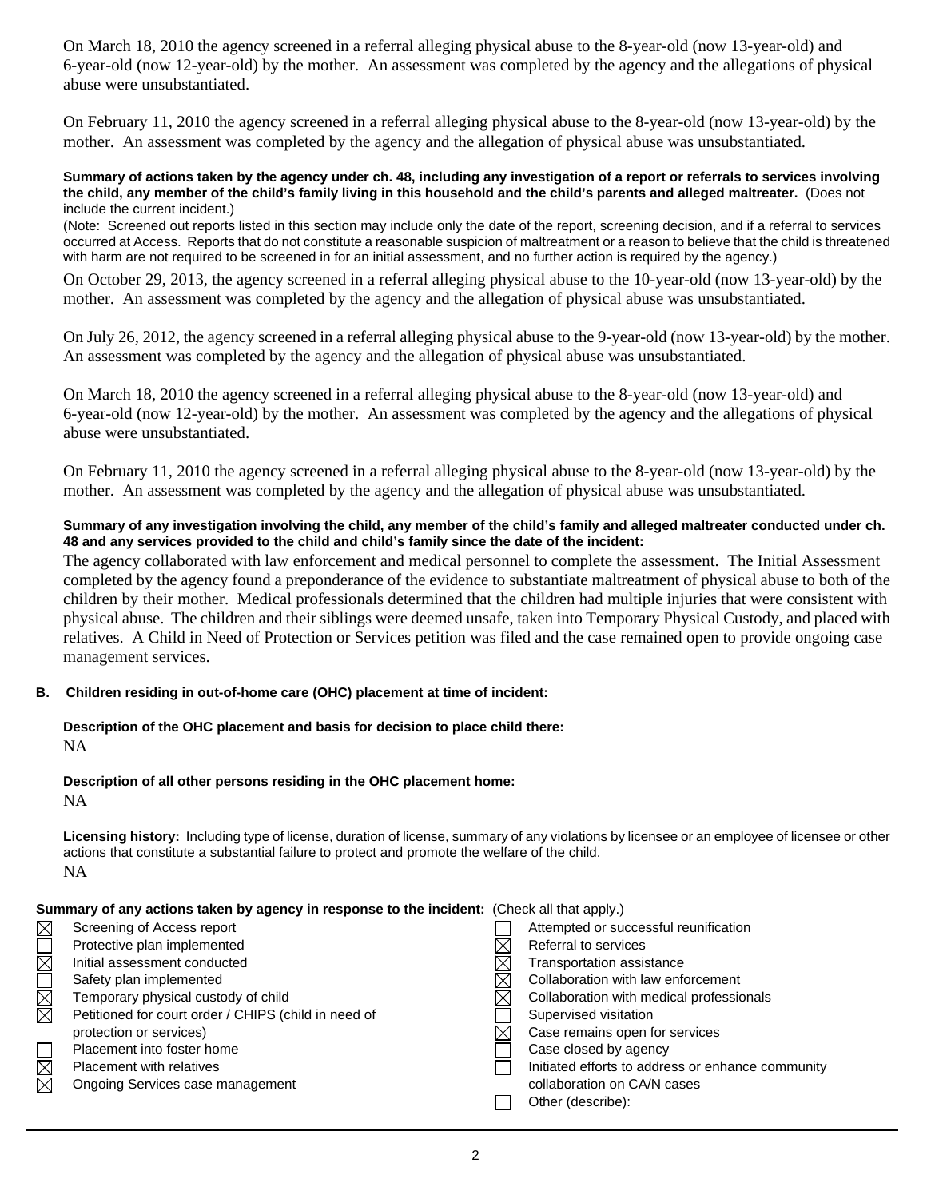On March 18, 2010 the agency screened in a referral alleging physical abuse to the 8-year-old (now 13-year-old) and 6-year-old (now 12-year-old) by the mother. An assessment was completed by the agency and the allegations of physical abuse were unsubstantiated.

On February 11, 2010 the agency screened in a referral alleging physical abuse to the 8-year-old (now 13-year-old) by the mother. An assessment was completed by the agency and the allegation of physical abuse was unsubstantiated.

**Summary of actions taken by the agency under ch. 48, including any investigation of a report or referrals to services involving the child, any member of the child's family living in this household and the child's parents and alleged maltreater.** (Does not include the current incident.)

(Note: Screened out reports listed in this section may include only the date of the report, screening decision, and if a referral to services occurred at Access. Reports that do not constitute a reasonable suspicion of maltreatment or a reason to believe that the child is threatened with harm are not required to be screened in for an initial assessment, and no further action is required by the agency.)

On October 29, 2013, the agency screened in a referral alleging physical abuse to the 10-year-old (now 13-year-old) by the mother. An assessment was completed by the agency and the allegation of physical abuse was unsubstantiated.

On July 26, 2012, the agency screened in a referral alleging physical abuse to the 9-year-old (now 13-year-old) by the mother. An assessment was completed by the agency and the allegation of physical abuse was unsubstantiated.

On March 18, 2010 the agency screened in a referral alleging physical abuse to the 8-year-old (now 13-year-old) and 6-year-old (now 12-year-old) by the mother. An assessment was completed by the agency and the allegations of physical abuse were unsubstantiated.

On February 11, 2010 the agency screened in a referral alleging physical abuse to the 8-year-old (now 13-year-old) by the mother. An assessment was completed by the agency and the allegation of physical abuse was unsubstantiated.

**Summary of any investigation involving the child, any member of the child's family and alleged maltreater conducted under ch. 48 and any services provided to the child and child's family since the date of the incident:**

The agency collaborated with law enforcement and medical personnel to complete the assessment. The Initial Assessment completed by the agency found a preponderance of the evidence to substantiate maltreatment of physical abuse to both of the children by their mother. Medical professionals determined that the children had multiple injuries that were consistent with physical abuse. The children and their siblings were deemed unsafe, taken into Temporary Physical Custody, and placed with relatives. A Child in Need of Protection or Services petition was filed and the case remained open to provide ongoing case management services.

**B. Children residing in out-of-home care (OHC) placement at time of incident:**

**Description of the OHC placement and basis for decision to place child there:**
NA

**Description of all other persons residing in the OHC placement home:**
NA

**Licensing history:** Including type of license, duration of license, summary of any violations by licensee or an employee of licensee or other actions that constitute a substantial failure to protect and promote the welfare of the child.
NA

**Summary of any actions taken by agency in response to the incident:** (Check all that apply.)

- ☒ Screening of Access report
- ☐ Protective plan implemented
- ☒ Initial assessment conducted
- ☐ Safety plan implemented
- ☒ Temporary physical custody of child
- ☒ Petitioned for court order / CHIPS (child in need of protection or services)
- ☐ Placement into foster home
- ☒ Placement with relatives
- ☒ Ongoing Services case management
- ☐ Attempted or successful reunification
- ☒ Referral to services
- ☒ Transportation assistance
- ☒ Collaboration with law enforcement
- ☒ Collaboration with medical professionals
- ☐ Supervised visitation
- ☒ Case remains open for services
- ☐ Case closed by agency
- ☐ Initiated efforts to address or enhance community collaboration on CA/N cases
- ☐ Other (describe):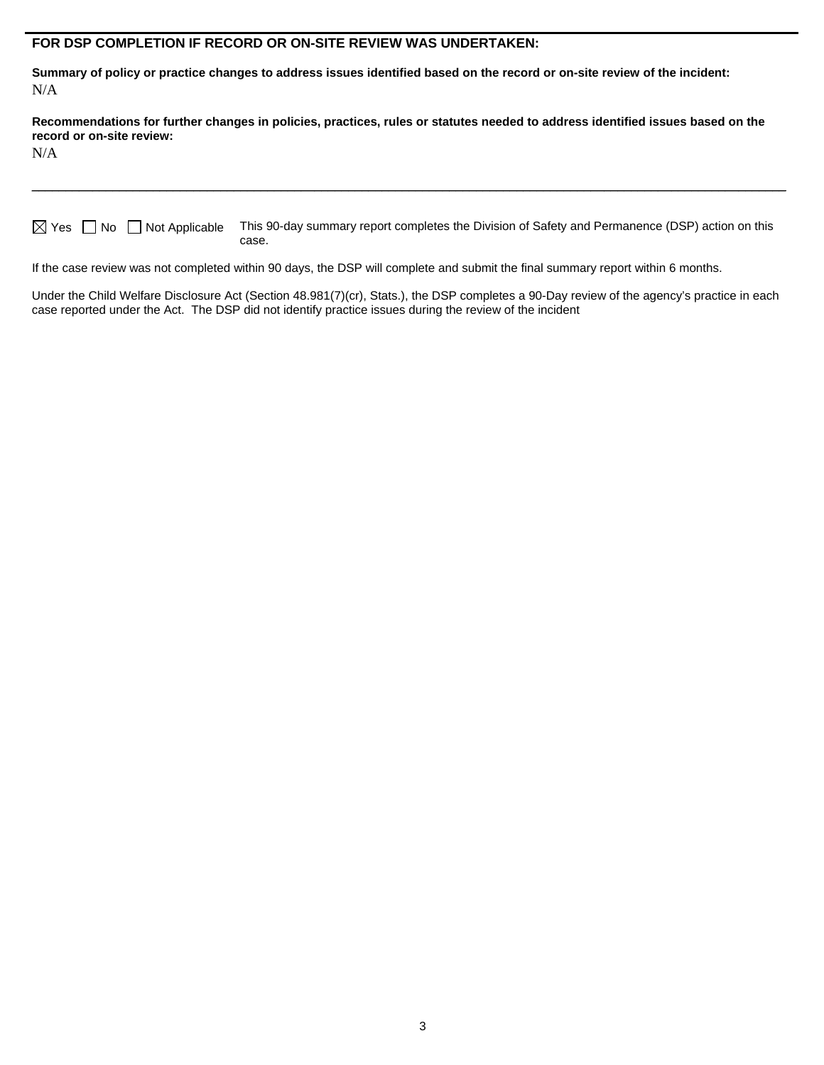**FOR DSP COMPLETION IF RECORD OR ON-SITE REVIEW WAS UNDERTAKEN:**

**Summary of policy or practice changes to address issues identified based on the record or on-site review of the incident:**

N/A

**Recommendations for further changes in policies, practices, rules or statutes needed to address identified issues based on the record or on-site review:**

N/A

---

☒ Yes ☐ No ☐ Not Applicable This 90-day summary report completes the Division of Safety and Permanence (DSP) action on this case.

If the case review was not completed within 90 days, the DSP will complete and submit the final summary report within 6 months.

Under the Child Welfare Disclosure Act (Section 48.981(7)(cr), Stats.), the DSP completes a 90-Day review of the agency's practice in each case reported under the Act. The DSP did not identify practice issues during the review of the incident